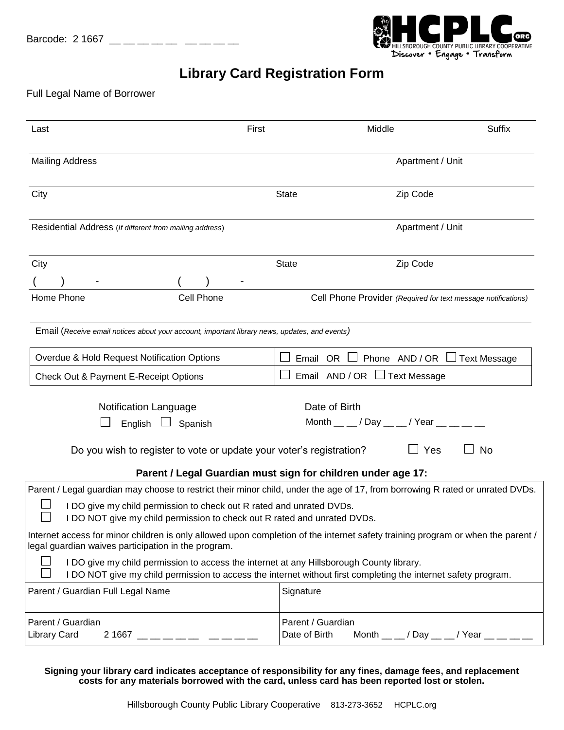Barcode: 2 1667 \_\_ \_\_ \_\_ \_\_ \_\_ \_\_ \_\_ \_\_ \_\_

HCPLC.ORG
HILLSBOROUGH COUNTY PUBLIC LIBRARY COOPERATIVE
Discover • Engage • Transform

# Library Card Registration Form

Full Legal Name of Borrower

| Last | First | Middle | Suffix |
|---|---|---|---|
| | | | |

| Mailing Address | Apartment / Unit |
|---|---|
| | |

| City | State | Zip Code |
|---|---|---|
| | | |

| Residential Address (*If different from mailing address*) | Apartment / Unit |
|---|---|
| | |

| City | State | Zip Code |
|---|---|---|
| | | |

| ( ) - | ( ) - | |
|---|---|---|
| Home Phone | Cell Phone | Cell Phone Provider (*Required for text message notifications*) |

Email (*Receive email notices about your account, important library news, updates, and events*)

| | |
|---|---|
| Overdue & Hold Request Notification Options | ☐ Email OR ☐ Phone AND / OR ☐ Text Message |
| Check Out & Payment E-Receipt Options | ☐ Email AND / OR ☐ Text Message |

Notification Language

☐ English ☐ Spanish

Date of Birth

Month \_\_ \_\_ / Day \_\_ \_\_ / Year \_\_ \_\_ \_\_ \_\_

Do you wish to register to vote or update your voter's registration? ☐ Yes ☐ No

**Parent / Legal Guardian must sign for children under age 17:**

Parent / Legal guardian may choose to restrict their minor child, under the age of 17, from borrowing R rated or unrated DVDs.

☐ I DO give my child permission to check out R rated and unrated DVDs.
☐ I DO NOT give my child permission to check out R rated and unrated DVDs.

Internet access for minor children is only allowed upon completion of the internet safety training program or when the parent / legal guardian waives participation in the program.

☐ I DO give my child permission to access the internet at any Hillsborough County library.
☐ I DO NOT give my child permission to access the internet without first completing the internet safety program.

| Parent / Guardian Full Legal Name | Signature |
|---|---|
| Parent / Guardian Library Card 2 1667 \_\_ \_\_ \_\_ \_\_ \_\_ \_\_ \_\_ \_\_ \_\_ | Parent / Guardian Date of Birth Month \_\_ \_\_ / Day \_\_ \_\_ / Year \_\_ \_\_ \_\_ \_\_ |

**Signing your library card indicates acceptance of responsibility for any fines, damage fees, and replacement costs for any materials borrowed with the card, unless card has been reported lost or stolen.**

Hillsborough County Public Library Cooperative 813-273-3652 HCPLC.org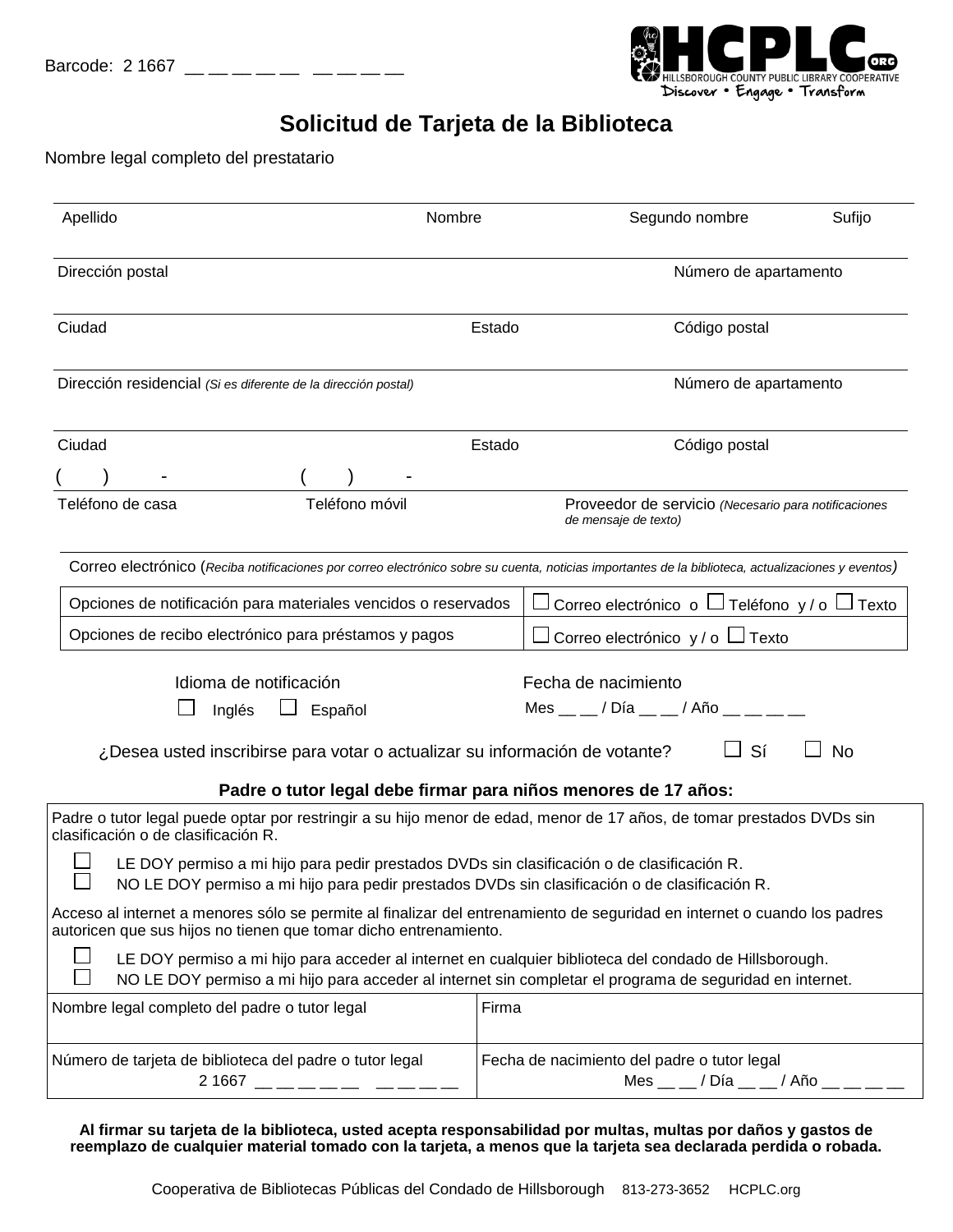Barcode: 2 1667 __ __ __ __ __ __ __ __ __

HCPLC.ORG — HILLSBOROUGH COUNTY PUBLIC LIBRARY COOPERATIVE — Discover • Engage • Transform

# Solicitud de Tarjeta de la Biblioteca

Nombre legal completo del prestatario

| Apellido | Nombre | Segundo nombre | Sufijo |
|---|---|---|---|

| Dirección postal | | Número de apartamento |
|---|---|---|
| Ciudad | Estado | Código postal |
| Dirección residencial *(Si es diferente de la dirección postal)* | | Número de apartamento |
| Ciudad | Estado | Código postal |

| (    )    - | (    )    - | |
|---|---|---|
| Teléfono de casa | Teléfono móvil | Proveedor de servicio *(Necesario para notificaciones de mensaje de texto)* |

Correo electrónico (*Reciba notificaciones por correo electrónico sobre su cuenta, noticias importantes de la biblioteca, actualizaciones y eventos*)

| | |
|---|---|
| Opciones de notificación para materiales vencidos o reservados | ☐ Correo electrónico o ☐ Teléfono y / o ☐ Texto |
| Opciones de recibo electrónico para préstamos y pagos | ☐ Correo electrónico y / o ☐ Texto |

Idioma de notificación

☐ Inglés ☐ Español

Fecha de nacimiento

Mes __ __ / Día __ __ / Año __ __ __ __

¿Desea usted inscribirse para votar o actualizar su información de votante? ☐ Sí ☐ No

**Padre o tutor legal debe firmar para niños menores de 17 años:**

Padre o tutor legal puede optar por restringir a su hijo menor de edad, menor de 17 años, de tomar prestados DVDs sin clasificación o de clasificación R.

- ☐ LE DOY permiso a mi hijo para pedir prestados DVDs sin clasificación o de clasificación R.
- ☐ NO LE DOY permiso a mi hijo para pedir prestados DVDs sin clasificación o de clasificación R.

Acceso al internet a menores sólo se permite al finalizar del entrenamiento de seguridad en internet o cuando los padres autoricen que sus hijos no tienen que tomar dicho entrenamiento.

- ☐ LE DOY permiso a mi hijo para acceder al internet en cualquier biblioteca del condado de Hillsborough.
- ☐ NO LE DOY permiso a mi hijo para acceder al internet sin completar el programa de seguridad en internet.

| | |
|---|---|
| Nombre legal completo del padre o tutor legal | Firma |
| Número de tarjeta de biblioteca del padre o tutor legal<br>2 1667 __ __ __ __ __ __ __ __ __ | Fecha de nacimiento del padre o tutor legal<br>Mes __ __ / Día __ __ / Año __ __ __ __ |

**Al firmar su tarjeta de la biblioteca, usted acepta responsabilidad por multas, multas por daños y gastos de reemplazo de cualquier material tomado con la tarjeta, a menos que la tarjeta sea declarada perdida o robada.**

Cooperativa de Bibliotecas Públicas del Condado de Hillsborough 813-273-3652 HCPLC.org